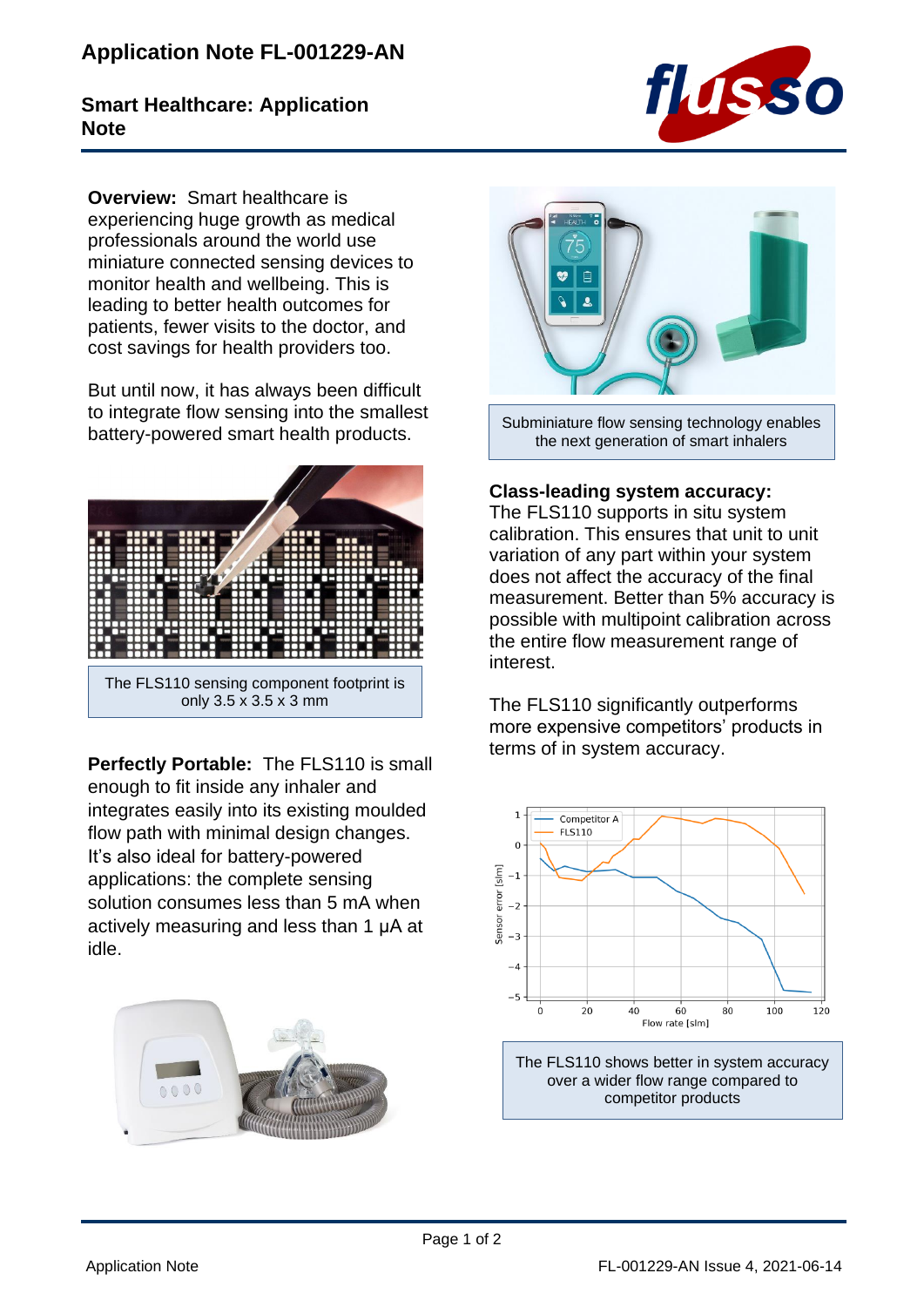# Application Note FL-001229-AN

## Smart Healthcare: Application Note

**Overview:** Smart healthcare is experiencing huge growth as medical professionals around the world use miniature connected sensing devices to monitor health and wellbeing. This is leading to better health outcomes for patients, fewer visits to the doctor, and cost savings for health providers too.

But until now, it has always been difficult to integrate flow sensing into the smallest battery-powered smart health products.

The FLS110 sensing component footprint is only 3.5 x 3.5 x 3 mm

**Perfectly Portable:** The FLS110 is small enough to fit inside any inhaler and integrates easily into its existing moulded flow path with minimal design changes. It's also ideal for battery-powered applications: the complete sensing solution consumes less than 5 mA when actively measuring and less than 1 µA at idle.

Subminiature flow sensing technology enables the next generation of smart inhalers

**Class-leading system accuracy:** The FLS110 supports in situ system calibration. This ensures that unit to unit variation of any part within your system does not affect the accuracy of the final measurement. Better than 5% accuracy is possible with multipoint calibration across the entire flow measurement range of interest.

The FLS110 significantly outperforms more expensive competitors' products in terms of in system accuracy.

The FLS110 shows better in system accuracy over a wider flow range compared to competitor products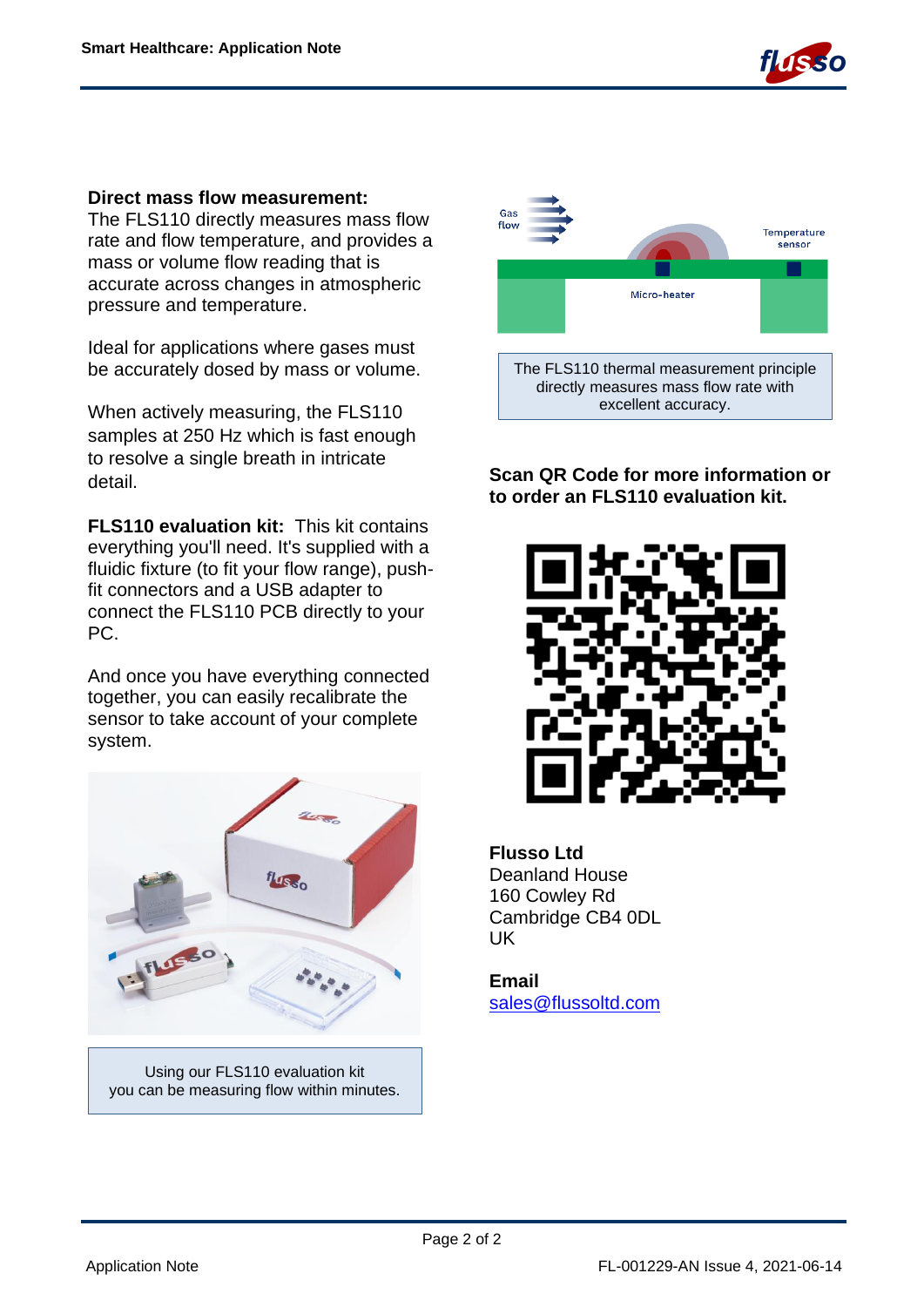**Direct mass flow measurement:**
The FLS110 directly measures mass flow rate and flow temperature, and provides a mass or volume flow reading that is accurate across changes in atmospheric pressure and temperature.

Ideal for applications where gases must be accurately dosed by mass or volume.

When actively measuring, the FLS110 samples at 250 Hz which is fast enough to resolve a single breath in intricate detail.

**FLS110 evaluation kit:** This kit contains everything you'll need. It's supplied with a fluidic fixture (to fit your flow range), push-fit connectors and a USB adapter to connect the FLS110 PCB directly to your PC.

And once you have everything connected together, you can easily recalibrate the sensor to take account of your complete system.

Using our FLS110 evaluation kit you can be measuring flow within minutes.

Gas flow

Temperature sensor

Micro-heater

The FLS110 thermal measurement principle directly measures mass flow rate with excellent accuracy.

**Scan QR Code for more information or to order an FLS110 evaluation kit.**

**Flusso Ltd**
Deanland House
160 Cowley Rd
Cambridge CB4 0DL
UK

**Email**
sales@flussoltd.com